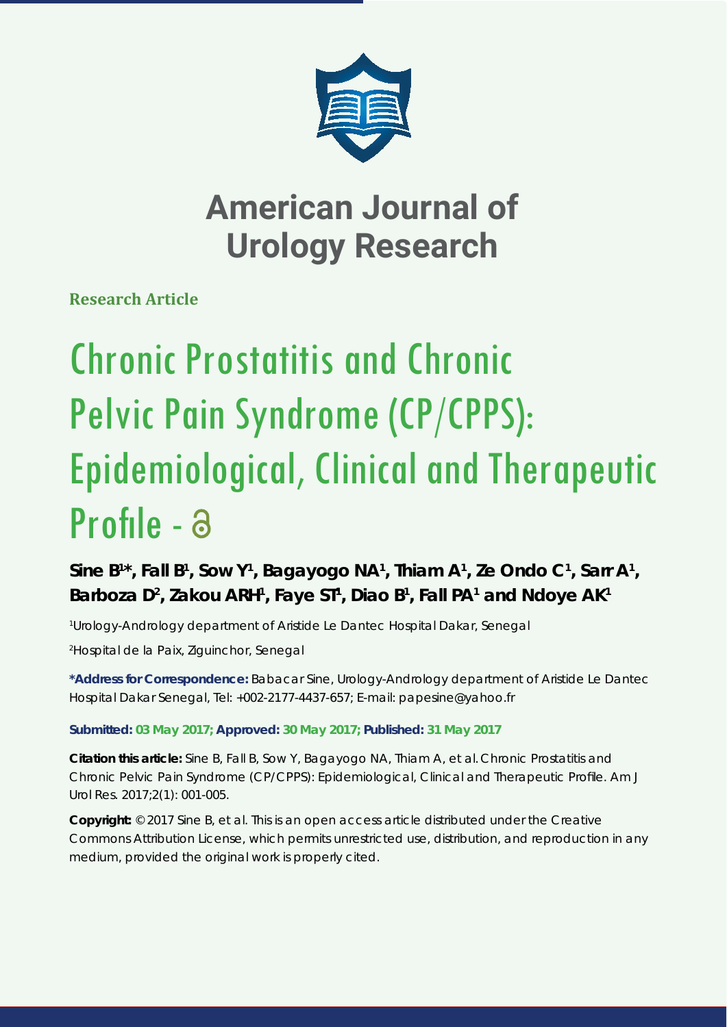# American Journal of Urology Research

**Research Article**

# Chronic Prostatitis and Chronic Pelvic Pain Syndrome (CP/CPPS): Epidemiological, Clinical and Therapeutic Profile

**Sine B[1]*, Fall B[1], Sow Y[1], Bagayogo NA[1], Thiam A[1], Ze Ondo C[1], Sarr A[1], Barboza D[2], Zakou ARH[1], Faye ST[1], Diao B[1], Fall PA[1] and Ndoye AK[1]**

[1]Urology-Andrology department of Aristide Le Dantec Hospital Dakar, Senegal

[2]Hospital de la Paix, Ziguinchor, Senegal

**\*Address for Correspondence:** Babacar Sine, Urology-Andrology department of Aristide Le Dantec Hospital Dakar Senegal, Tel: +002-2177-4437-657; E-mail: papesine@yahoo.fr

**Submitted: 03 May 2017; Approved: 30 May 2017; Published: 31 May 2017**

**Citation this article:** Sine B, Fall B, Sow Y, Bagayogo NA, Thiam A, et al. Chronic Prostatitis and Chronic Pelvic Pain Syndrome (CP/CPPS): Epidemiological, Clinical and Therapeutic Profile. Am J Urol Res. 2017;2(1): 001-005.

**Copyright:** © 2017 Sine B, et al. This is an open access article distributed under the Creative Commons Attribution License, which permits unrestricted use, distribution, and reproduction in any medium, provided the original work is properly cited.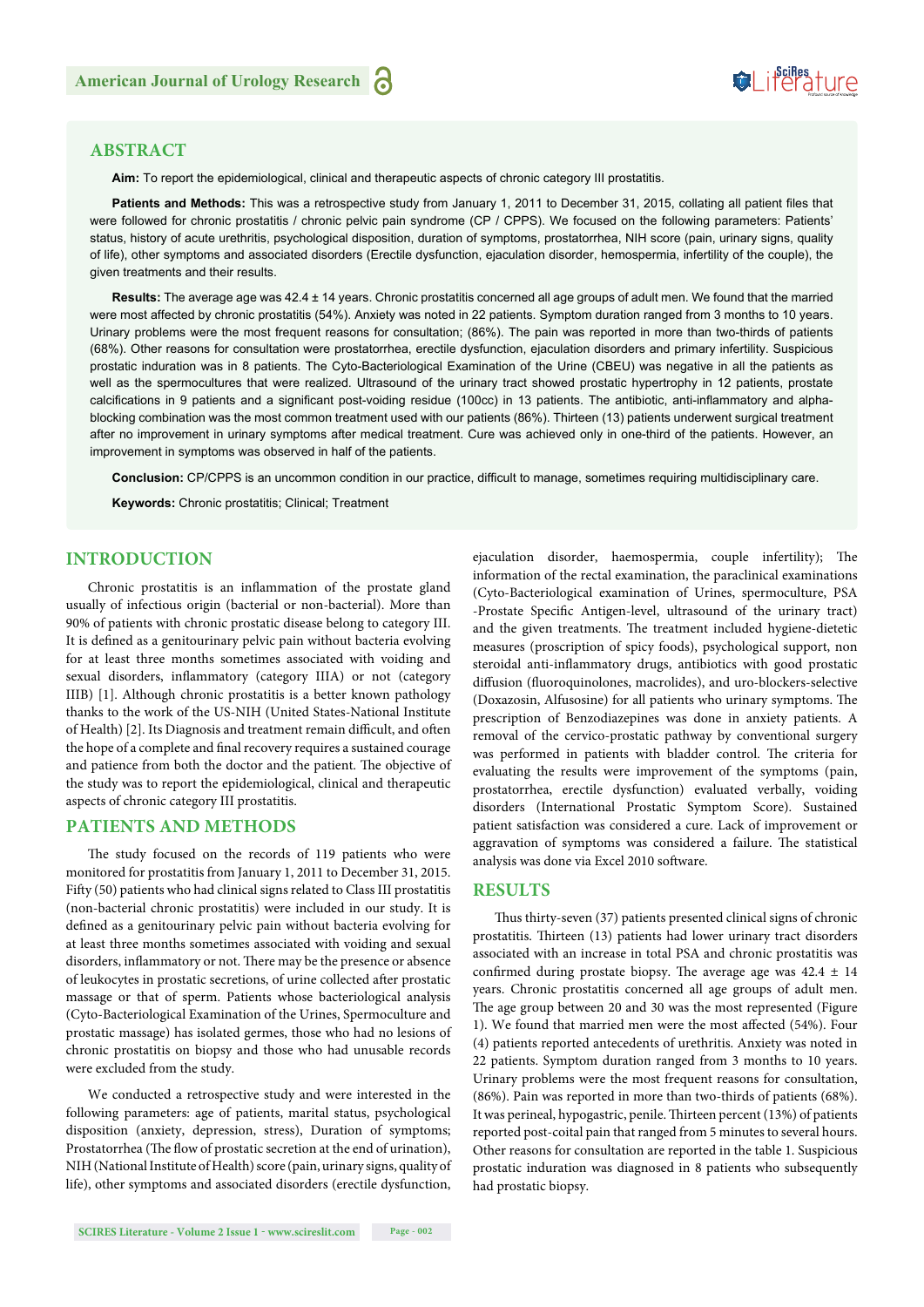## ABSTRACT

**Aim:** To report the epidemiological, clinical and therapeutic aspects of chronic category III prostatitis.

**Patients and Methods:** This was a retrospective study from January 1, 2011 to December 31, 2015, collating all patient files that were followed for chronic prostatitis / chronic pelvic pain syndrome (CP / CPPS). We focused on the following parameters: Patients' status, history of acute urethritis, psychological disposition, duration of symptoms, prostatorrhea, NIH score (pain, urinary signs, quality of life), other symptoms and associated disorders (Erectile dysfunction, ejaculation disorder, hemospermia, infertility of the couple), the given treatments and their results.

**Results:** The average age was 42.4 ± 14 years. Chronic prostatitis concerned all age groups of adult men. We found that the married were most affected by chronic prostatitis (54%). Anxiety was noted in 22 patients. Symptom duration ranged from 3 months to 10 years. Urinary problems were the most frequent reasons for consultation; (86%). The pain was reported in more than two-thirds of patients (68%). Other reasons for consultation were prostatorrhea, erectile dysfunction, ejaculation disorders and primary infertility. Suspicious prostatic induration was in 8 patients. The Cyto-Bacteriological Examination of the Urine (CBEU) was negative in all the patients as well as the spermocultures that were realized. Ultrasound of the urinary tract showed prostatic hypertrophy in 12 patients, prostate calcifications in 9 patients and a significant post-voiding residue (100cc) in 13 patients. The antibiotic, anti-inflammatory and alpha-blocking combination was the most common treatment used with our patients (86%). Thirteen (13) patients underwent surgical treatment after no improvement in urinary symptoms after medical treatment. Cure was achieved only in one-third of the patients. However, an improvement in symptoms was observed in half of the patients.

**Conclusion:** CP/CPPS is an uncommon condition in our practice, difficult to manage, sometimes requiring multidisciplinary care.

**Keywords:** Chronic prostatitis; Clinical; Treatment

## INTRODUCTION

Chronic prostatitis is an inflammation of the prostate gland usually of infectious origin (bacterial or non-bacterial). More than 90% of patients with chronic prostatic disease belong to category III. It is defined as a genitourinary pelvic pain without bacteria evolving for at least three months sometimes associated with voiding and sexual disorders, inflammatory (category IIIA) or not (category IIIB) [1]. Although chronic prostatitis is a better known pathology thanks to the work of the US-NIH (United States-National Institute of Health) [2]. Its Diagnosis and treatment remain difficult, and often the hope of a complete and final recovery requires a sustained courage and patience from both the doctor and the patient. The objective of the study was to report the epidemiological, clinical and therapeutic aspects of chronic category III prostatitis.

## PATIENTS AND METHODS

The study focused on the records of 119 patients who were monitored for prostatitis from January 1, 2011 to December 31, 2015. Fifty (50) patients who had clinical signs related to Class III prostatitis (non-bacterial chronic prostatitis) were included in our study. It is defined as a genitourinary pelvic pain without bacteria evolving for at least three months sometimes associated with voiding and sexual disorders, inflammatory or not. There may be the presence or absence of leukocytes in prostatic secretions, of urine collected after prostatic massage or that of sperm. Patients whose bacteriological analysis (Cyto-Bacteriological Examination of the Urines, Spermoculture and prostatic massage) has isolated germes, those who had no lesions of chronic prostatitis on biopsy and those who had unusable records were excluded from the study.

We conducted a retrospective study and were interested in the following parameters: age of patients, marital status, psychological disposition (anxiety, depression, stress), Duration of symptoms; Prostatorrhea (The flow of prostatic secretion at the end of urination), NIH (National Institute of Health) score (pain, urinary signs, quality of life), other symptoms and associated disorders (erectile dysfunction, ejaculation disorder, haemospermia, couple infertility); The information of the rectal examination, the paraclinical examinations (Cyto-Bacteriological examination of Urines, spermoculture, PSA -Prostate Specific Antigen-level, ultrasound of the urinary tract) and the given treatments. The treatment included hygiene-dietetic measures (proscription of spicy foods), psychological support, non steroidal anti-inflammatory drugs, antibiotics with good prostatic diffusion (fluoroquinolones, macrolides), and uro-blockers-selective (Doxazosin, Alfusosine) for all patients who urinary symptoms. The prescription of Benzodiazepines was done in anxiety patients. A removal of the cervico-prostatic pathway by conventional surgery was performed in patients with bladder control. The criteria for evaluating the results were improvement of the symptoms (pain, prostatorrhea, erectile dysfunction) evaluated verbally, voiding disorders (International Prostatic Symptom Score). Sustained patient satisfaction was considered a cure. Lack of improvement or aggravation of symptoms was considered a failure. The statistical analysis was done via Excel 2010 software.

## RESULTS

Thus thirty-seven (37) patients presented clinical signs of chronic prostatitis. Thirteen (13) patients had lower urinary tract disorders associated with an increase in total PSA and chronic prostatitis was confirmed during prostate biopsy. The average age was 42.4 ± 14 years. Chronic prostatitis concerned all age groups of adult men. The age group between 20 and 30 was the most represented (Figure 1). We found that married men were the most affected (54%). Four (4) patients reported antecedents of urethritis. Anxiety was noted in 22 patients. Symptom duration ranged from 3 months to 10 years. Urinary problems were the most frequent reasons for consultation, (86%). Pain was reported in more than two-thirds of patients (68%). It was perineal, hypogastric, penile. Thirteen percent (13%) of patients reported post-coital pain that ranged from 5 minutes to several hours. Other reasons for consultation are reported in the table 1. Suspicious prostatic induration was diagnosed in 8 patients who subsequently had prostatic biopsy.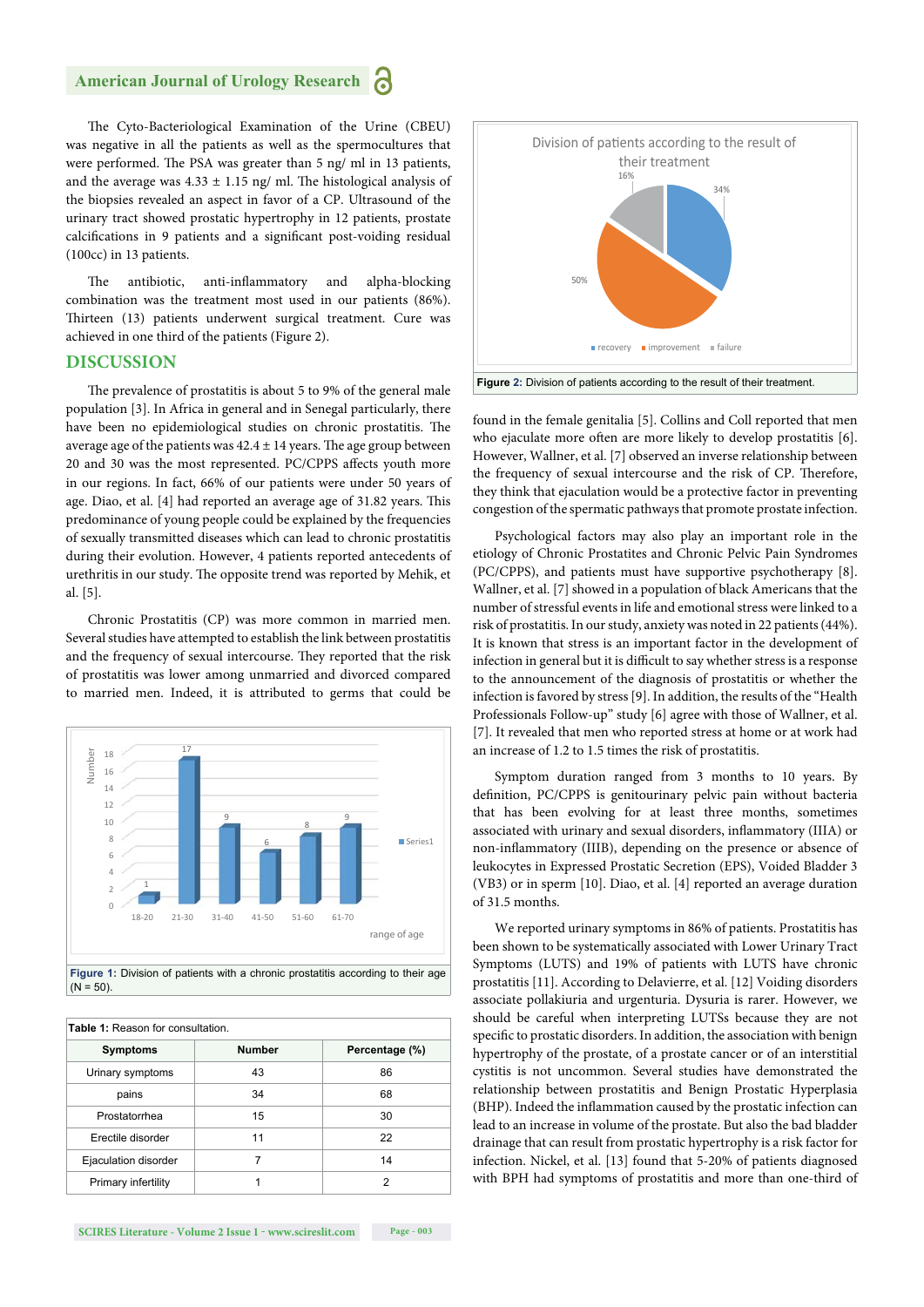The Cyto-Bacteriological Examination of the Urine (CBEU) was negative in all the patients as well as the spermocultures that were performed. The PSA was greater than 5 ng/ ml in 13 patients, and the average was 4.33 ± 1.15 ng/ ml. The histological analysis of the biopsies revealed an aspect in favor of a CP. Ultrasound of the urinary tract showed prostatic hypertrophy in 12 patients, prostate calcifications in 9 patients and a significant post-voiding residual (100cc) in 13 patients.

The antibiotic, anti-inflammatory and alpha-blocking combination was the treatment most used in our patients (86%). Thirteen (13) patients underwent surgical treatment. Cure was achieved in one third of the patients (Figure 2).

## DISCUSSION

The prevalence of prostatitis is about 5 to 9% of the general male population [3]. In Africa in general and in Senegal particularly, there have been no epidemiological studies on chronic prostatitis. The average age of the patients was 42.4 ± 14 years. The age group between 20 and 30 was the most represented. PC/CPPS affects youth more in our regions. In fact, 66% of our patients were under 50 years of age. Diao, et al. [4] had reported an average age of 31.82 years. This predominance of young people could be explained by the frequencies of sexually transmitted diseases which can lead to chronic prostatitis during their evolution. However, 4 patients reported antecedents of urethritis in our study. The opposite trend was reported by Mehik, et al. [5].

Chronic Prostatitis (CP) was more common in married men. Several studies have attempted to establish the link between prostatitis and the frequency of sexual intercourse. They reported that the risk of prostatitis was lower among unmarried and divorced compared to married men. Indeed, it is attributed to germs that could be found in the female genitalia [5]. Collins and Coll reported that men who ejaculate more often are more likely to develop prostatitis [6]. However, Wallner, et al. [7] observed an inverse relationship between the frequency of sexual intercourse and the risk of CP. Therefore, they think that ejaculation would be a protective factor in preventing congestion of the spermatic pathways that promote prostate infection.

**Figure 1:** Division of patients with a chronic prostatitis according to their age (N = 50).

**Table 1:** Reason for consultation.

| Symptoms | Number | Percentage (%) |
|---|---|---|
| Urinary symptoms | 43 | 86 |
| pains | 34 | 68 |
| Prostatorrhea | 15 | 30 |
| Erectile disorder | 11 | 22 |
| Ejaculation disorder | 7 | 14 |
| Primary infertility | 1 | 2 |

**Figure 2:** Division of patients according to the result of their treatment.

Psychological factors may also play an important role in the etiology of Chronic Prostatites and Chronic Pelvic Pain Syndromes (PC/CPPS), and patients must have supportive psychotherapy [8]. Wallner, et al. [7] showed in a population of black Americans that the number of stressful events in life and emotional stress were linked to a risk of prostatitis. In our study, anxiety was noted in 22 patients (44%). It is known that stress is an important factor in the development of infection in general but it is difficult to say whether stress is a response to the announcement of the diagnosis of prostatitis or whether the infection is favored by stress [9]. In addition, the results of the "Health Professionals Follow-up" study [6] agree with those of Wallner, et al. [7]. It revealed that men who reported stress at home or at work had an increase of 1.2 to 1.5 times the risk of prostatitis.

Symptom duration ranged from 3 months to 10 years. By definition, PC/CPPS is genitourinary pelvic pain without bacteria that has been evolving for at least three months, sometimes associated with urinary and sexual disorders, inflammatory (IIIA) or non-inflammatory (IIIB), depending on the presence or absence of leukocytes in Expressed Prostatic Secretion (EPS), Voided Bladder 3 (VB3) or in sperm [10]. Diao, et al. [4] reported an average duration of 31.5 months.

We reported urinary symptoms in 86% of patients. Prostatitis has been shown to be systematically associated with Lower Urinary Tract Symptoms (LUTS) and 19% of patients with LUTS have chronic prostatitis [11]. According to Delavierre, et al. [12] Voiding disorders associate pollakiuria and urgenturia. Dysuria is rarer. However, we should be careful when interpreting LUTSs because they are not specific to prostatic disorders. In addition, the association with benign hypertrophy of the prostate, of a prostate cancer or of an interstitial cystitis is not uncommon. Several studies have demonstrated the relationship between prostatitis and Benign Prostatic Hyperplasia (BHP). Indeed the inflammation caused by the prostatic infection can lead to an increase in volume of the prostate. But also the bad bladder drainage that can result from prostatic hypertrophy is a risk factor for infection. Nickel, et al. [13] found that 5-20% of patients diagnosed with BPH had symptoms of prostatitis and more than one-third of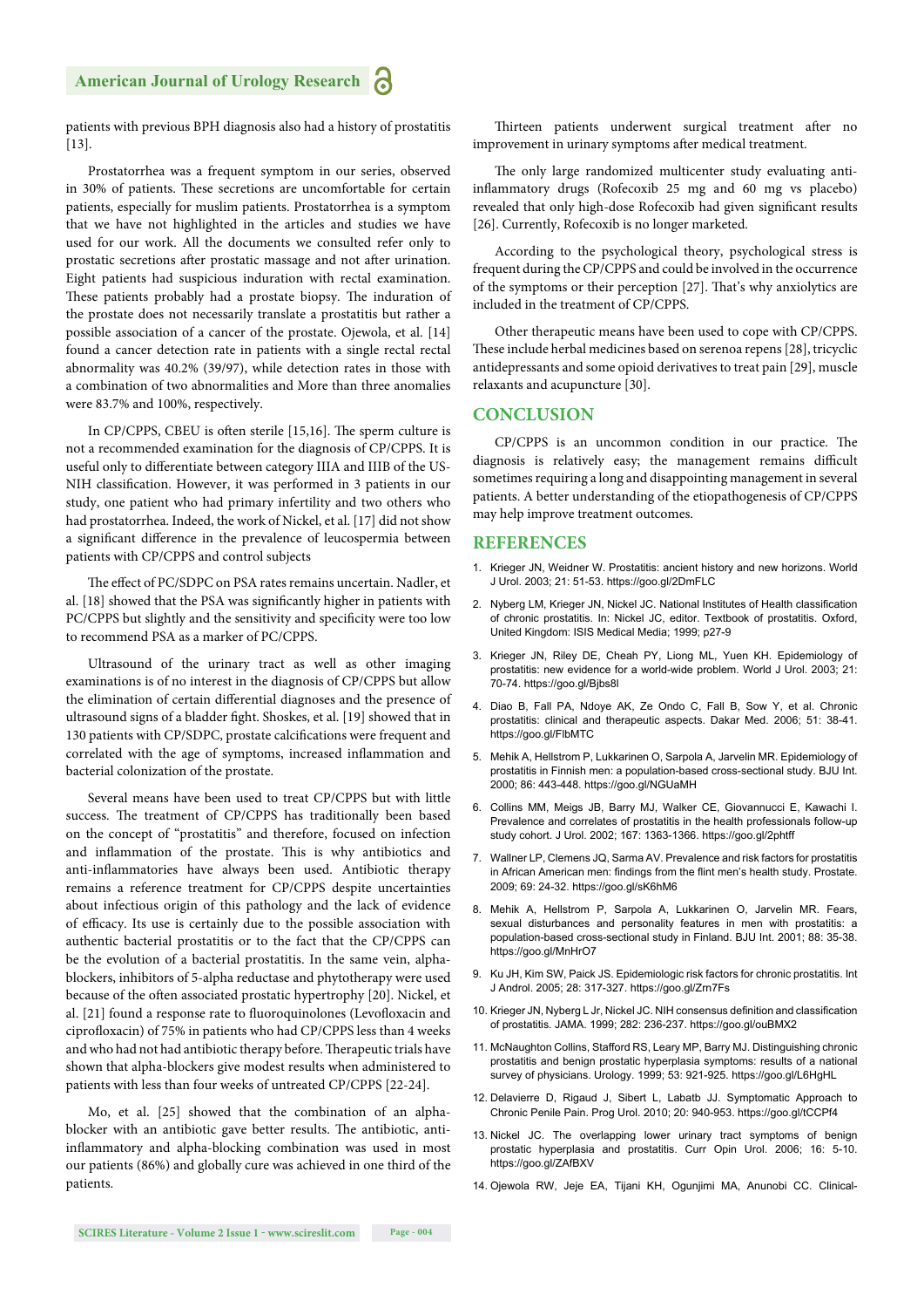patients with previous BPH diagnosis also had a history of prostatitis [13].

Prostatorrhea was a frequent symptom in our series, observed in 30% of patients. These secretions are uncomfortable for certain patients, especially for muslim patients. Prostatorrhea is a symptom that we have not highlighted in the articles and studies we have used for our work. All the documents we consulted refer only to prostatic secretions after prostatic massage and not after urination. Eight patients had suspicious induration with rectal examination. These patients probably had a prostate biopsy. The induration of the prostate does not necessarily translate a prostatitis but rather a possible association of a cancer of the prostate. Ojewola, et al. [14] found a cancer detection rate in patients with a single rectal rectal abnormality was 40.2% (39/97), while detection rates in those with a combination of two abnormalities and More than three anomalies were 83.7% and 100%, respectively.

In CP/CPPS, CBEU is often sterile [15,16]. The sperm culture is not a recommended examination for the diagnosis of CP/CPPS. It is useful only to differentiate between category IIIA and IIIB of the US-NIH classification. However, it was performed in 3 patients in our study, one patient who had primary infertility and two others who had prostatorrhea. Indeed, the work of Nickel, et al. [17] did not show a significant difference in the prevalence of leucospermia between patients with CP/CPPS and control subjects

The effect of PC/SDPC on PSA rates remains uncertain. Nadler, et al. [18] showed that the PSA was significantly higher in patients with PC/CPPS but slightly and the sensitivity and specificity were too low to recommend PSA as a marker of PC/CPPS.

Ultrasound of the urinary tract as well as other imaging examinations is of no interest in the diagnosis of CP/CPPS but allow the elimination of certain differential diagnoses and the presence of ultrasound signs of a bladder fight. Shoskes, et al. [19] showed that in 130 patients with CP/SDPC, prostate calcifications were frequent and correlated with the age of symptoms, increased inflammation and bacterial colonization of the prostate.

Several means have been used to treat CP/CPPS but with little success. The treatment of CP/CPPS has traditionally been based on the concept of "prostatitis" and therefore, focused on infection and inflammation of the prostate. This is why antibiotics and anti-inflammatories have always been used. Antibiotic therapy remains a reference treatment for CP/CPPS despite uncertainties about infectious origin of this pathology and the lack of evidence of efficacy. Its use is certainly due to the possible association with authentic bacterial prostatitis or to the fact that the CP/CPPS can be the evolution of a bacterial prostatitis. In the same vein, alpha-blockers, inhibitors of 5-alpha reductase and phytotherapy were used because of the often associated prostatic hypertrophy [20]. Nickel, et al. [21] found a response rate to fluoroquinolones (Levofloxacin and ciprofloxacin) of 75% in patients who had CP/CPPS less than 4 weeks and who had not had antibiotic therapy before. Therapeutic trials have shown that alpha-blockers give modest results when administered to patients with less than four weeks of untreated CP/CPPS [22-24].

Mo, et al. [25] showed that the combination of an alpha-blocker with an antibiotic gave better results. The antibiotic, anti-inflammatory and alpha-blocking combination was used in most our patients (86%) and globally cure was achieved in one third of the patients.

Thirteen patients underwent surgical treatment after no improvement in urinary symptoms after medical treatment.

The only large randomized multicenter study evaluating anti-inflammatory drugs (Rofecoxib 25 mg and 60 mg vs placebo) revealed that only high-dose Rofecoxib had given significant results [26]. Currently, Rofecoxib is no longer marketed.

According to the psychological theory, psychological stress is frequent during the CP/CPPS and could be involved in the occurrence of the symptoms or their perception [27]. That's why anxiolytics are included in the treatment of CP/CPPS.

Other therapeutic means have been used to cope with CP/CPPS. These include herbal medicines based on serenoa repens [28], tricyclic antidepressants and some opioid derivatives to treat pain [29], muscle relaxants and acupuncture [30].

## CONCLUSION

CP/CPPS is an uncommon condition in our practice. The diagnosis is relatively easy; the management remains difficult sometimes requiring a long and disappointing management in several patients. A better understanding of the etiopathogenesis of CP/CPPS may help improve treatment outcomes.

## REFERENCES

1. Krieger JN, Weidner W. Prostatitis: ancient history and new horizons. World J Urol. 2003; 21: 51-53. https://goo.gl/2DmFLC
2. Nyberg LM, Krieger JN, Nickel JC. National Institutes of Health classification of chronic prostatitis. In: Nickel JC, editor. Textbook of prostatitis. Oxford, United Kingdom: ISIS Medical Media; 1999; p27-9
3. Krieger JN, Riley DE, Cheah PY, Liong ML, Yuen KH. Epidemiology of prostatitis: new evidence for a world-wide problem. World J Urol. 2003; 21: 70-74. https://goo.gl/Bjbs8l
4. Diao B, Fall PA, Ndoye AK, Ze Ondo C, Fall B, Sow Y, et al. Chronic prostatitis: clinical and therapeutic aspects. Dakar Med. 2006; 51: 38-41. https://goo.gl/FlbMTC
5. Mehik A, Hellstrom P, Lukkarinen O, Sarpola A, Jarvelin MR. Epidemiology of prostatitis in Finnish men: a population-based cross-sectional study. BJU Int. 2000; 86: 443-448. https://goo.gl/NGUaMH
6. Collins MM, Meigs JB, Barry MJ, Walker CE, Giovannucci E, Kawachi I. Prevalence and correlates of prostatitis in the health professionals follow-up study cohort. J Urol. 2002; 167: 1363-1366. https://goo.gl/2phtff
7. Wallner LP, Clemens JQ, Sarma AV. Prevalence and risk factors for prostatitis in African American men: findings from the flint men's health study. Prostate. 2009; 69: 24-32. https://goo.gl/sK6hM6
8. Mehik A, Hellstrom P, Sarpola A, Lukkarinen O, Jarvelin MR. Fears, sexual disturbances and personality features in men with prostatitis: a population-based cross-sectional study in Finland. BJU Int. 2001; 88: 35-38. https://goo.gl/MnHrO7
9. Ku JH, Kim SW, Paick JS. Epidemiologic risk factors for chronic prostatitis. Int J Androl. 2005; 28: 317-327. https://goo.gl/Zrn7Fs
10. Krieger JN, Nyberg L Jr, Nickel JC. NIH consensus definition and classification of prostatitis. JAMA. 1999; 282: 236-237. https://goo.gl/ouBMX2
11. McNaughton Collins, Stafford RS, Leary MP, Barry MJ. Distinguishing chronic prostatitis and benign prostatic hyperplasia symptoms: results of a national survey of physicians. Urology. 1999; 53: 921-925. https://goo.gl/L6HgHL
12. Delavierre D, Rigaud J, Sibert L, Labatb JJ. Symptomatic Approach to Chronic Penile Pain. Prog Urol. 2010; 20: 940-953. https://goo.gl/tCCPf4
13. Nickel JC. The overlapping lower urinary tract symptoms of benign prostatic hyperplasia and prostatitis. Curr Opin Urol. 2006; 16: 5-10. https://goo.gl/ZAfBXV
14. Ojewola RW, Jeje EA, Tijani KH, Ogunjimi MA, Anunobi CC. Clinical-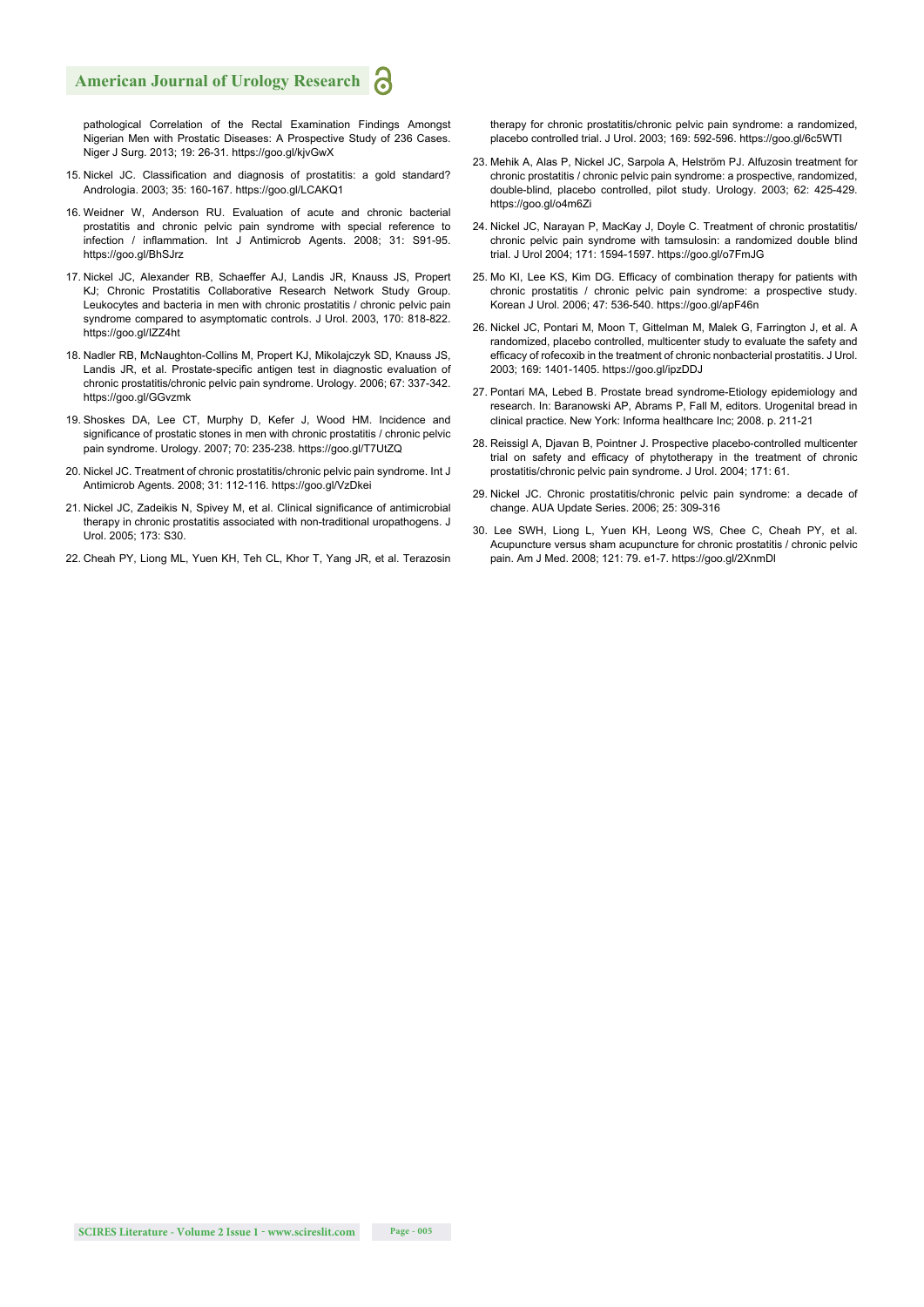pathological Correlation of the Rectal Examination Findings Amongst Nigerian Men with Prostatic Diseases: A Prospective Study of 236 Cases. Niger J Surg. 2013; 19: 26-31. https://goo.gl/kjvGwX

15. Nickel JC. Classification and diagnosis of prostatitis: a gold standard? Andrologia. 2003; 35: 160-167. https://goo.gl/LCAKQ1

16. Weidner W, Anderson RU. Evaluation of acute and chronic bacterial prostatitis and chronic pelvic pain syndrome with special reference to infection / inflammation. Int J Antimicrob Agents. 2008; 31: S91-95. https://goo.gl/BhSJrz

17. Nickel JC, Alexander RB, Schaeffer AJ, Landis JR, Knauss JS, Propert KJ; Chronic Prostatitis Collaborative Research Network Study Group. Leukocytes and bacteria in men with chronic prostatitis / chronic pelvic pain syndrome compared to asymptomatic controls. J Urol. 2003, 170: 818-822. https://goo.gl/lZZ4ht

18. Nadler RB, McNaughton-Collins M, Propert KJ, Mikolajczyk SD, Knauss JS, Landis JR, et al. Prostate-specific antigen test in diagnostic evaluation of chronic prostatitis/chronic pelvic pain syndrome. Urology. 2006; 67: 337-342. https://goo.gl/GGvzmk

19. Shoskes DA, Lee CT, Murphy D, Kefer J, Wood HM. Incidence and significance of prostatic stones in men with chronic prostatitis / chronic pelvic pain syndrome. Urology. 2007; 70: 235-238. https://goo.gl/T7UtZQ

20. Nickel JC. Treatment of chronic prostatitis/chronic pelvic pain syndrome. Int J Antimicrob Agents. 2008; 31: 112-116. https://goo.gl/VzDkei

21. Nickel JC, Zadeikis N, Spivey M, et al. Clinical significance of antimicrobial therapy in chronic prostatitis associated with non-traditional uropathogens. J Urol. 2005; 173: S30.

22. Cheah PY, Liong ML, Yuen KH, Teh CL, Khor T, Yang JR, et al. Terazosin therapy for chronic prostatitis/chronic pelvic pain syndrome: a randomized, placebo controlled trial. J Urol. 2003; 169: 592-596. https://goo.gl/6c5WTI

23. Mehik A, Alas P, Nickel JC, Sarpola A, Helström PJ. Alfuzosin treatment for chronic prostatitis / chronic pelvic pain syndrome: a prospective, randomized, double-blind, placebo controlled, pilot study. Urology. 2003; 62: 425-429. https://goo.gl/o4m6Zi

24. Nickel JC, Narayan P, MacKay J, Doyle C. Treatment of chronic prostatitis/ chronic pelvic pain syndrome with tamsulosin: a randomized double blind trial. J Urol 2004; 171: 1594-1597. https://goo.gl/o7FmJG

25. Mo KI, Lee KS, Kim DG. Efficacy of combination therapy for patients with chronic prostatitis / chronic pelvic pain syndrome: a prospective study. Korean J Urol. 2006; 47: 536-540. https://goo.gl/apF46n

26. Nickel JC, Pontari M, Moon T, Gittelman M, Malek G, Farrington J, et al. A randomized, placebo controlled, multicenter study to evaluate the safety and efficacy of rofecoxib in the treatment of chronic nonbacterial prostatitis. J Urol. 2003; 169: 1401-1405. https://goo.gl/ipzDDJ

27. Pontari MA, Lebed B. Prostate bread syndrome-Etiology epidemiology and research. In: Baranowski AP, Abrams P, Fall M, editors. Urogenital bread in clinical practice. New York: Informa healthcare Inc; 2008. p. 211-21

28. Reissigl A, Djavan B, Pointner J. Prospective placebo-controlled multicenter trial on safety and efficacy of phytotherapy in the treatment of chronic prostatitis/chronic pelvic pain syndrome. J Urol. 2004; 171: 61.

29. Nickel JC. Chronic prostatitis/chronic pelvic pain syndrome: a decade of change. AUA Update Series. 2006; 25: 309-316

30. Lee SWH, Liong L, Yuen KH, Leong WS, Chee C, Cheah PY, et al. Acupuncture versus sham acupuncture for chronic prostatitis / chronic pelvic pain. Am J Med. 2008; 121: 79. e1-7. https://goo.gl/2XnmDl